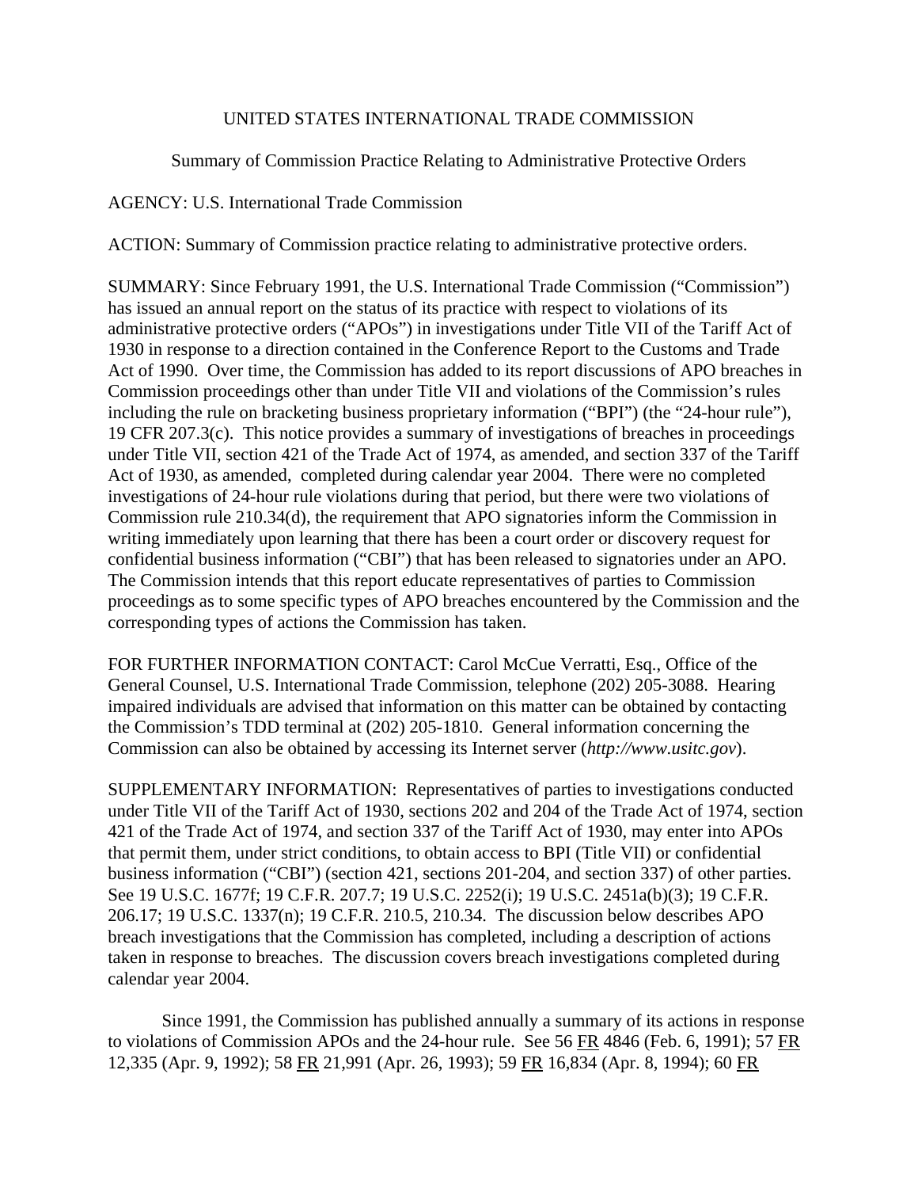UNITED STATES INTERNATIONAL TRADE COMMISSION

Summary of Commission Practice Relating to Administrative Protective Orders

AGENCY: U.S. International Trade Commission

ACTION: Summary of Commission practice relating to administrative protective orders.

SUMMARY: Since February 1991, the U.S. International Trade Commission ("Commission") has issued an annual report on the status of its practice with respect to violations of its administrative protective orders ("APOs") in investigations under Title VII of the Tariff Act of 1930 in response to a direction contained in the Conference Report to the Customs and Trade Act of 1990. Over time, the Commission has added to its report discussions of APO breaches in Commission proceedings other than under Title VII and violations of the Commission's rules including the rule on bracketing business proprietary information ("BPI") (the "24-hour rule"), 19 CFR 207.3(c). This notice provides a summary of investigations of breaches in proceedings under Title VII, section 421 of the Trade Act of 1974, as amended, and section 337 of the Tariff Act of 1930, as amended, completed during calendar year 2004. There were no completed investigations of 24-hour rule violations during that period, but there were two violations of Commission rule 210.34(d), the requirement that APO signatories inform the Commission in writing immediately upon learning that there has been a court order or discovery request for confidential business information ("CBI") that has been released to signatories under an APO. The Commission intends that this report educate representatives of parties to Commission proceedings as to some specific types of APO breaches encountered by the Commission and the corresponding types of actions the Commission has taken.

FOR FURTHER INFORMATION CONTACT: Carol McCue Verratti, Esq., Office of the General Counsel, U.S. International Trade Commission, telephone (202) 205-3088. Hearing impaired individuals are advised that information on this matter can be obtained by contacting the Commission's TDD terminal at (202) 205-1810. General information concerning the Commission can also be obtained by accessing its Internet server (*http://www.usitc.gov*).

SUPPLEMENTARY INFORMATION: Representatives of parties to investigations conducted under Title VII of the Tariff Act of 1930, sections 202 and 204 of the Trade Act of 1974, section 421 of the Trade Act of 1974, and section 337 of the Tariff Act of 1930, may enter into APOs that permit them, under strict conditions, to obtain access to BPI (Title VII) or confidential business information ("CBI") (section 421, sections 201-204, and section 337) of other parties. See 19 U.S.C. 1677f; 19 C.F.R. 207.7; 19 U.S.C. 2252(i); 19 U.S.C. 2451a(b)(3); 19 C.F.R. 206.17; 19 U.S.C. 1337(n); 19 C.F.R. 210.5, 210.34. The discussion below describes APO breach investigations that the Commission has completed, including a description of actions taken in response to breaches. The discussion covers breach investigations completed during calendar year 2004.

Since 1991, the Commission has published annually a summary of its actions in response to violations of Commission APOs and the 24-hour rule. See 56 FR 4846 (Feb. 6, 1991); 57 FR 12,335 (Apr. 9, 1992); 58 FR 21,991 (Apr. 26, 1993); 59 FR 16,834 (Apr. 8, 1994); 60 FR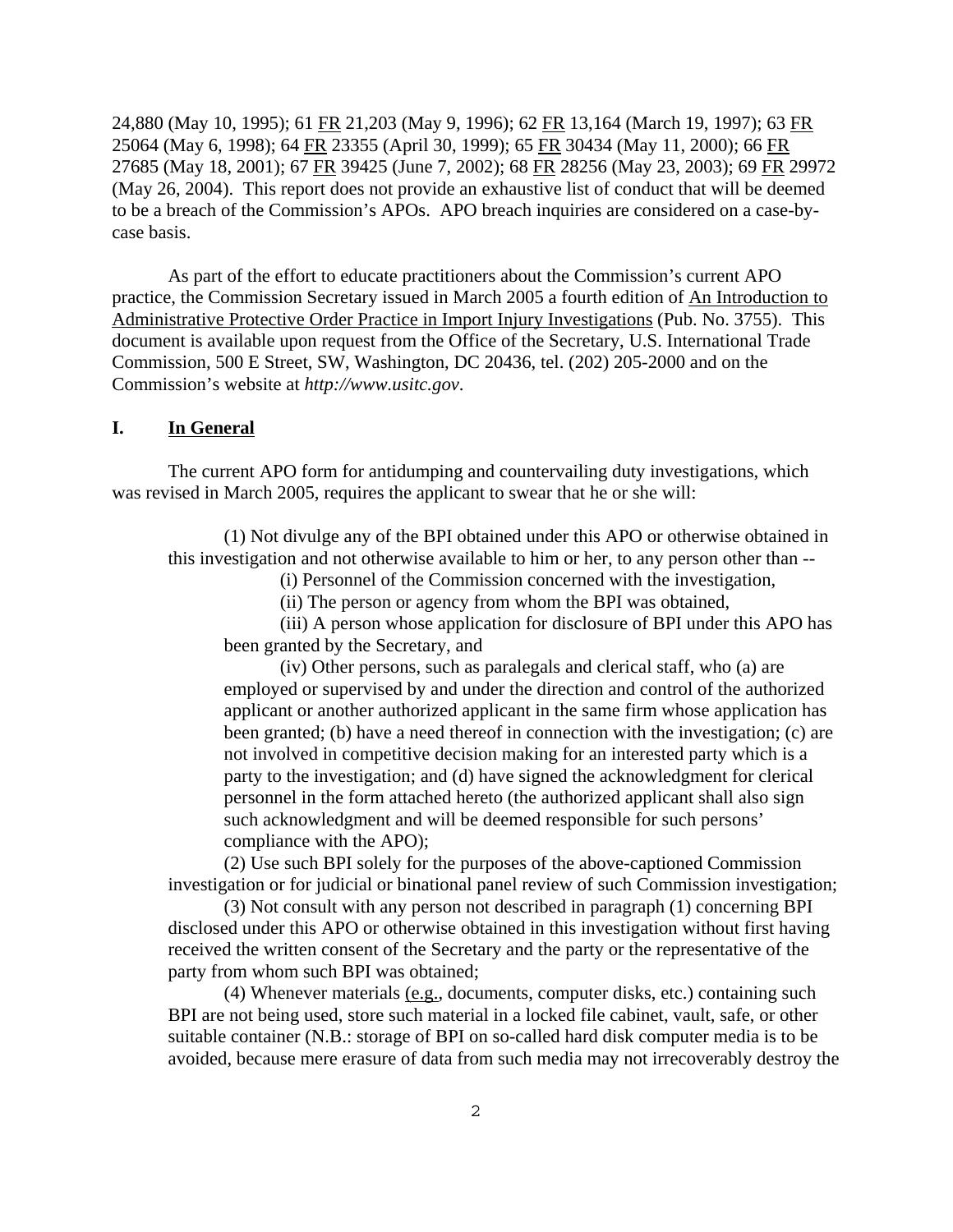24,880 (May 10, 1995); 61 FR 21,203 (May 9, 1996); 62 FR 13,164 (March 19, 1997); 63 FR 25064 (May 6, 1998); 64 FR 23355 (April 30, 1999); 65 FR 30434 (May 11, 2000); 66 FR 27685 (May 18, 2001); 67 FR 39425 (June 7, 2002); 68 FR 28256 (May 23, 2003); 69 FR 29972 (May 26, 2004). This report does not provide an exhaustive list of conduct that will be deemed to be a breach of the Commission's APOs. APO breach inquiries are considered on a case-by-case basis.

As part of the effort to educate practitioners about the Commission's current APO practice, the Commission Secretary issued in March 2005 a fourth edition of An Introduction to Administrative Protective Order Practice in Import Injury Investigations (Pub. No. 3755). This document is available upon request from the Office of the Secretary, U.S. International Trade Commission, 500 E Street, SW, Washington, DC 20436, tel. (202) 205-2000 and on the Commission's website at *http://www.usitc.gov*.

## I. In General

The current APO form for antidumping and countervailing duty investigations, which was revised in March 2005, requires the applicant to swear that he or she will:

> (1) Not divulge any of the BPI obtained under this APO or otherwise obtained in this investigation and not otherwise available to him or her, to any person other than --
>
> (i) Personnel of the Commission concerned with the investigation,
>
> (ii) The person or agency from whom the BPI was obtained,
>
> (iii) A person whose application for disclosure of BPI under this APO has been granted by the Secretary, and
>
> (iv) Other persons, such as paralegals and clerical staff, who (a) are employed or supervised by and under the direction and control of the authorized applicant or another authorized applicant in the same firm whose application has been granted; (b) have a need thereof in connection with the investigation; (c) are not involved in competitive decision making for an interested party which is a party to the investigation; and (d) have signed the acknowledgment for clerical personnel in the form attached hereto (the authorized applicant shall also sign such acknowledgment and will be deemed responsible for such persons' compliance with the APO);
>
> (2) Use such BPI solely for the purposes of the above-captioned Commission investigation or for judicial or binational panel review of such Commission investigation;
>
> (3) Not consult with any person not described in paragraph (1) concerning BPI disclosed under this APO or otherwise obtained in this investigation without first having received the written consent of the Secretary and the party or the representative of the party from whom such BPI was obtained;
>
> (4) Whenever materials (e.g., documents, computer disks, etc.) containing such BPI are not being used, store such material in a locked file cabinet, vault, safe, or other suitable container (N.B.: storage of BPI on so-called hard disk computer media is to be avoided, because mere erasure of data from such media may not irrecoverably destroy the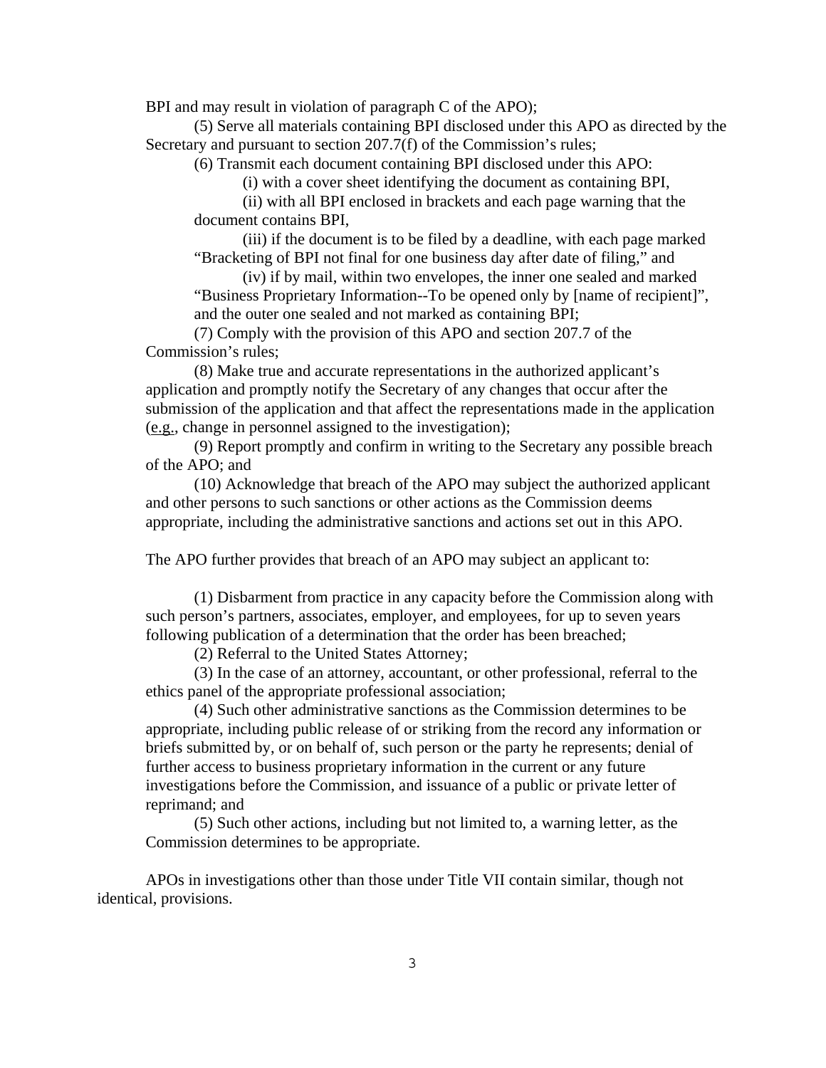BPI and may result in violation of paragraph C of the APO);

(5) Serve all materials containing BPI disclosed under this APO as directed by the Secretary and pursuant to section 207.7(f) of the Commission's rules;

(6) Transmit each document containing BPI disclosed under this APO:

(i) with a cover sheet identifying the document as containing BPI,

(ii) with all BPI enclosed in brackets and each page warning that the document contains BPI,

(iii) if the document is to be filed by a deadline, with each page marked "Bracketing of BPI not final for one business day after date of filing," and

(iv) if by mail, within two envelopes, the inner one sealed and marked "Business Proprietary Information--To be opened only by [name of recipient]", and the outer one sealed and not marked as containing BPI;

(7) Comply with the provision of this APO and section 207.7 of the Commission's rules;

(8) Make true and accurate representations in the authorized applicant's application and promptly notify the Secretary of any changes that occur after the submission of the application and that affect the representations made in the application (e.g., change in personnel assigned to the investigation);

(9) Report promptly and confirm in writing to the Secretary any possible breach of the APO; and

(10) Acknowledge that breach of the APO may subject the authorized applicant and other persons to such sanctions or other actions as the Commission deems appropriate, including the administrative sanctions and actions set out in this APO.

The APO further provides that breach of an APO may subject an applicant to:

(1) Disbarment from practice in any capacity before the Commission along with such person's partners, associates, employer, and employees, for up to seven years following publication of a determination that the order has been breached;

(2) Referral to the United States Attorney;

(3) In the case of an attorney, accountant, or other professional, referral to the ethics panel of the appropriate professional association;

(4) Such other administrative sanctions as the Commission determines to be appropriate, including public release of or striking from the record any information or briefs submitted by, or on behalf of, such person or the party he represents; denial of further access to business proprietary information in the current or any future investigations before the Commission, and issuance of a public or private letter of reprimand; and

(5) Such other actions, including but not limited to, a warning letter, as the Commission determines to be appropriate.

APOs in investigations other than those under Title VII contain similar, though not identical, provisions.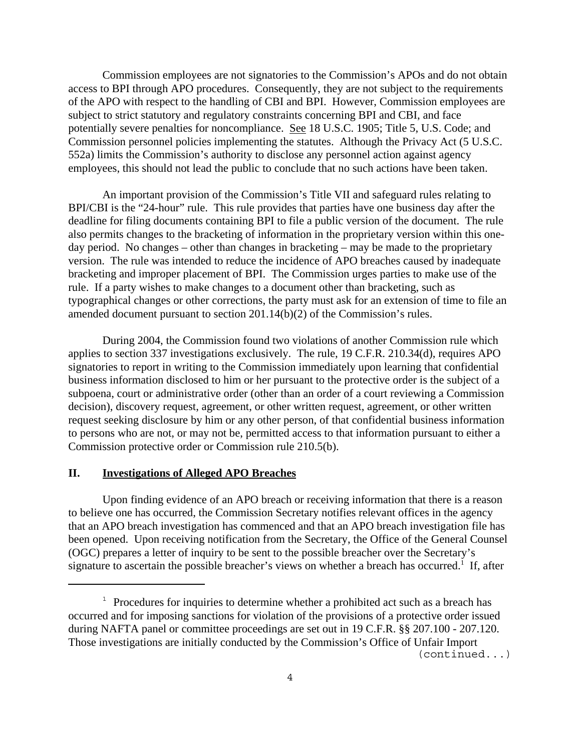Commission employees are not signatories to the Commission's APOs and do not obtain access to BPI through APO procedures. Consequently, they are not subject to the requirements of the APO with respect to the handling of CBI and BPI. However, Commission employees are subject to strict statutory and regulatory constraints concerning BPI and CBI, and face potentially severe penalties for noncompliance. See 18 U.S.C. 1905; Title 5, U.S. Code; and Commission personnel policies implementing the statutes. Although the Privacy Act (5 U.S.C. 552a) limits the Commission's authority to disclose any personnel action against agency employees, this should not lead the public to conclude that no such actions have been taken.

An important provision of the Commission's Title VII and safeguard rules relating to BPI/CBI is the "24-hour" rule. This rule provides that parties have one business day after the deadline for filing documents containing BPI to file a public version of the document. The rule also permits changes to the bracketing of information in the proprietary version within this one-day period. No changes – other than changes in bracketing – may be made to the proprietary version. The rule was intended to reduce the incidence of APO breaches caused by inadequate bracketing and improper placement of BPI. The Commission urges parties to make use of the rule. If a party wishes to make changes to a document other than bracketing, such as typographical changes or other corrections, the party must ask for an extension of time to file an amended document pursuant to section 201.14(b)(2) of the Commission's rules.

During 2004, the Commission found two violations of another Commission rule which applies to section 337 investigations exclusively. The rule, 19 C.F.R. 210.34(d), requires APO signatories to report in writing to the Commission immediately upon learning that confidential business information disclosed to him or her pursuant to the protective order is the subject of a subpoena, court or administrative order (other than an order of a court reviewing a Commission decision), discovery request, agreement, or other written request, agreement, or other written request seeking disclosure by him or any other person, of that confidential business information to persons who are not, or may not be, permitted access to that information pursuant to either a Commission protective order or Commission rule 210.5(b).

## II. Investigations of Alleged APO Breaches

Upon finding evidence of an APO breach or receiving information that there is a reason to believe one has occurred, the Commission Secretary notifies relevant offices in the agency that an APO breach investigation has commenced and that an APO breach investigation file has been opened. Upon receiving notification from the Secretary, the Office of the General Counsel (OGC) prepares a letter of inquiry to be sent to the possible breacher over the Secretary's signature to ascertain the possible breacher's views on whether a breach has occurred.[1] If, after

---

[1] Procedures for inquiries to determine whether a prohibited act such as a breach has occurred and for imposing sanctions for violation of the provisions of a protective order issued during NAFTA panel or committee proceedings are set out in 19 C.F.R. §§ 207.100 - 207.120. Those investigations are initially conducted by the Commission's Office of Unfair Import (continued...)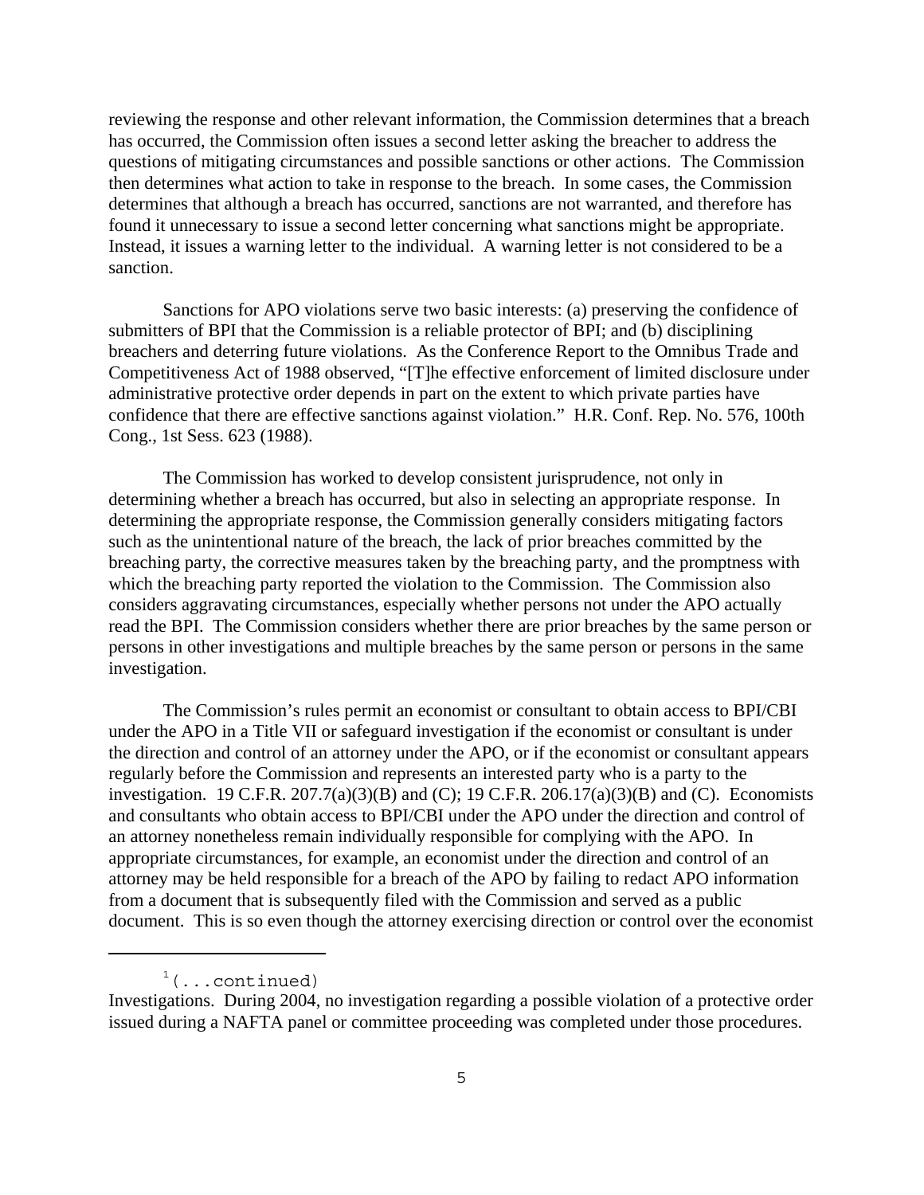reviewing the response and other relevant information, the Commission determines that a breach has occurred, the Commission often issues a second letter asking the breacher to address the questions of mitigating circumstances and possible sanctions or other actions. The Commission then determines what action to take in response to the breach. In some cases, the Commission determines that although a breach has occurred, sanctions are not warranted, and therefore has found it unnecessary to issue a second letter concerning what sanctions might be appropriate. Instead, it issues a warning letter to the individual. A warning letter is not considered to be a sanction.

Sanctions for APO violations serve two basic interests: (a) preserving the confidence of submitters of BPI that the Commission is a reliable protector of BPI; and (b) disciplining breachers and deterring future violations. As the Conference Report to the Omnibus Trade and Competitiveness Act of 1988 observed, "[T]he effective enforcement of limited disclosure under administrative protective order depends in part on the extent to which private parties have confidence that there are effective sanctions against violation." H.R. Conf. Rep. No. 576, 100th Cong., 1st Sess. 623 (1988).

The Commission has worked to develop consistent jurisprudence, not only in determining whether a breach has occurred, but also in selecting an appropriate response. In determining the appropriate response, the Commission generally considers mitigating factors such as the unintentional nature of the breach, the lack of prior breaches committed by the breaching party, the corrective measures taken by the breaching party, and the promptness with which the breaching party reported the violation to the Commission. The Commission also considers aggravating circumstances, especially whether persons not under the APO actually read the BPI. The Commission considers whether there are prior breaches by the same person or persons in other investigations and multiple breaches by the same person or persons in the same investigation.

The Commission's rules permit an economist or consultant to obtain access to BPI/CBI under the APO in a Title VII or safeguard investigation if the economist or consultant is under the direction and control of an attorney under the APO, or if the economist or consultant appears regularly before the Commission and represents an interested party who is a party to the investigation. 19 C.F.R. 207.7(a)(3)(B) and (C); 19 C.F.R. 206.17(a)(3)(B) and (C). Economists and consultants who obtain access to BPI/CBI under the APO under the direction and control of an attorney nonetheless remain individually responsible for complying with the APO. In appropriate circumstances, for example, an economist under the direction and control of an attorney may be held responsible for a breach of the APO by failing to redact APO information from a document that is subsequently filed with the Commission and served as a public document. This is so even though the attorney exercising direction or control over the economist

---

[1](...continued)
Investigations. During 2004, no investigation regarding a possible violation of a protective order issued during a NAFTA panel or committee proceeding was completed under those procedures.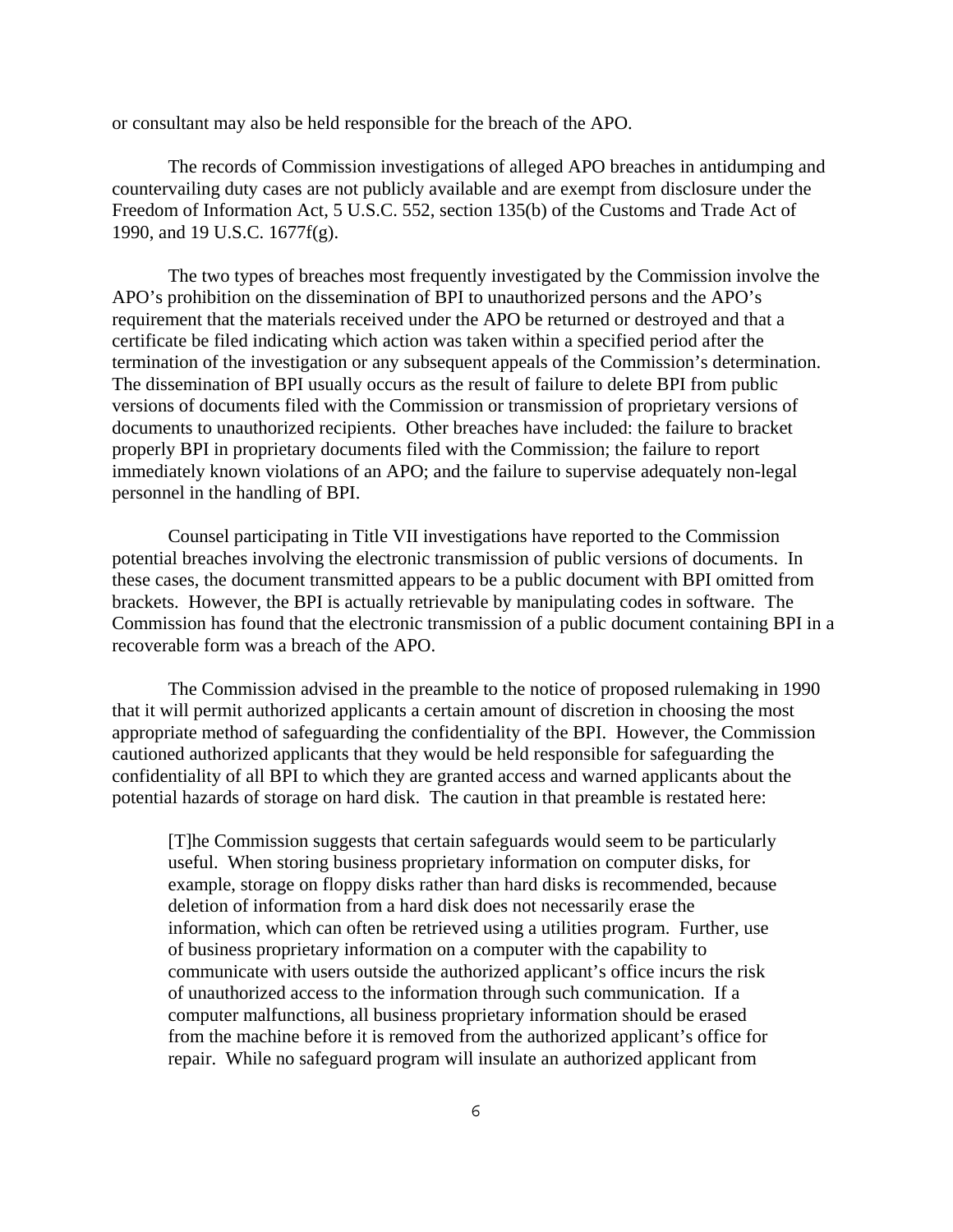or consultant may also be held responsible for the breach of the APO.

The records of Commission investigations of alleged APO breaches in antidumping and countervailing duty cases are not publicly available and are exempt from disclosure under the Freedom of Information Act, 5 U.S.C. 552, section 135(b) of the Customs and Trade Act of 1990, and 19 U.S.C. 1677f(g).

The two types of breaches most frequently investigated by the Commission involve the APO's prohibition on the dissemination of BPI to unauthorized persons and the APO's requirement that the materials received under the APO be returned or destroyed and that a certificate be filed indicating which action was taken within a specified period after the termination of the investigation or any subsequent appeals of the Commission's determination. The dissemination of BPI usually occurs as the result of failure to delete BPI from public versions of documents filed with the Commission or transmission of proprietary versions of documents to unauthorized recipients. Other breaches have included: the failure to bracket properly BPI in proprietary documents filed with the Commission; the failure to report immediately known violations of an APO; and the failure to supervise adequately non-legal personnel in the handling of BPI.

Counsel participating in Title VII investigations have reported to the Commission potential breaches involving the electronic transmission of public versions of documents. In these cases, the document transmitted appears to be a public document with BPI omitted from brackets. However, the BPI is actually retrievable by manipulating codes in software. The Commission has found that the electronic transmission of a public document containing BPI in a recoverable form was a breach of the APO.

The Commission advised in the preamble to the notice of proposed rulemaking in 1990 that it will permit authorized applicants a certain amount of discretion in choosing the most appropriate method of safeguarding the confidentiality of the BPI. However, the Commission cautioned authorized applicants that they would be held responsible for safeguarding the confidentiality of all BPI to which they are granted access and warned applicants about the potential hazards of storage on hard disk. The caution in that preamble is restated here:

> [T]he Commission suggests that certain safeguards would seem to be particularly useful. When storing business proprietary information on computer disks, for example, storage on floppy disks rather than hard disks is recommended, because deletion of information from a hard disk does not necessarily erase the information, which can often be retrieved using a utilities program. Further, use of business proprietary information on a computer with the capability to communicate with users outside the authorized applicant's office incurs the risk of unauthorized access to the information through such communication. If a computer malfunctions, all business proprietary information should be erased from the machine before it is removed from the authorized applicant's office for repair. While no safeguard program will insulate an authorized applicant from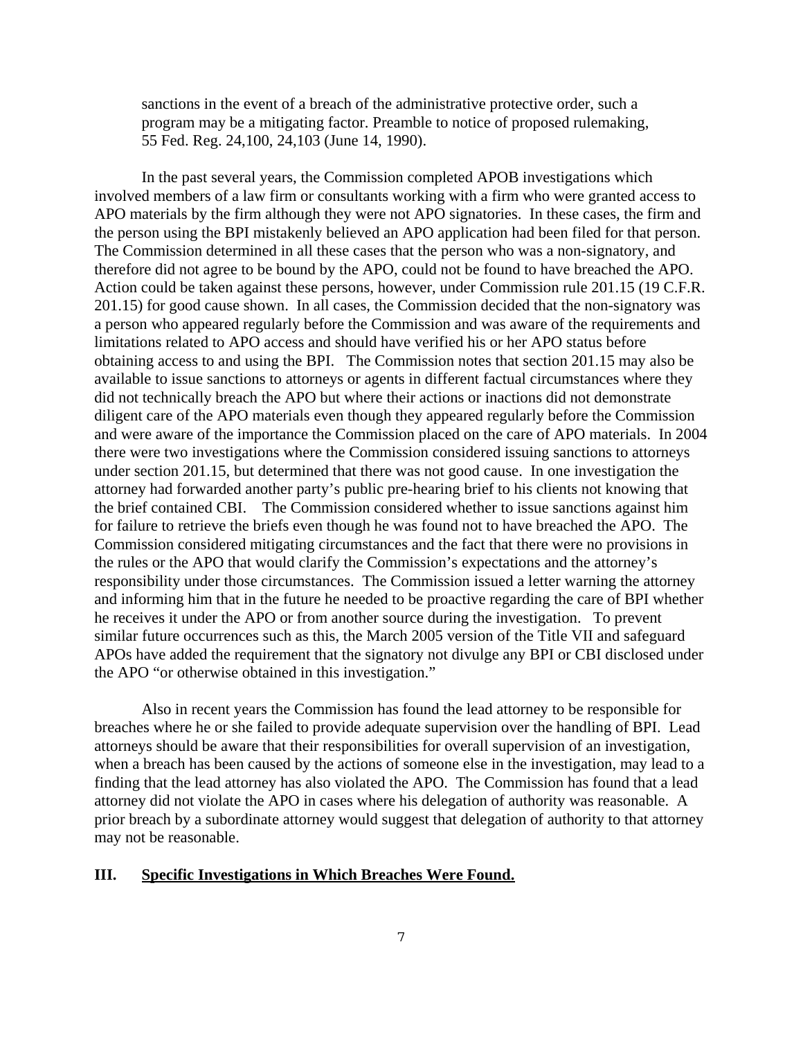sanctions in the event of a breach of the administrative protective order, such a program may be a mitigating factor. Preamble to notice of proposed rulemaking, 55 Fed. Reg. 24,100, 24,103 (June 14, 1990).

In the past several years, the Commission completed APOB investigations which involved members of a law firm or consultants working with a firm who were granted access to APO materials by the firm although they were not APO signatories. In these cases, the firm and the person using the BPI mistakenly believed an APO application had been filed for that person. The Commission determined in all these cases that the person who was a non-signatory, and therefore did not agree to be bound by the APO, could not be found to have breached the APO. Action could be taken against these persons, however, under Commission rule 201.15 (19 C.F.R. 201.15) for good cause shown. In all cases, the Commission decided that the non-signatory was a person who appeared regularly before the Commission and was aware of the requirements and limitations related to APO access and should have verified his or her APO status before obtaining access to and using the BPI. The Commission notes that section 201.15 may also be available to issue sanctions to attorneys or agents in different factual circumstances where they did not technically breach the APO but where their actions or inactions did not demonstrate diligent care of the APO materials even though they appeared regularly before the Commission and were aware of the importance the Commission placed on the care of APO materials. In 2004 there were two investigations where the Commission considered issuing sanctions to attorneys under section 201.15, but determined that there was not good cause. In one investigation the attorney had forwarded another party's public pre-hearing brief to his clients not knowing that the brief contained CBI. The Commission considered whether to issue sanctions against him for failure to retrieve the briefs even though he was found not to have breached the APO. The Commission considered mitigating circumstances and the fact that there were no provisions in the rules or the APO that would clarify the Commission's expectations and the attorney's responsibility under those circumstances. The Commission issued a letter warning the attorney and informing him that in the future he needed to be proactive regarding the care of BPI whether he receives it under the APO or from another source during the investigation. To prevent similar future occurrences such as this, the March 2005 version of the Title VII and safeguard APOs have added the requirement that the signatory not divulge any BPI or CBI disclosed under the APO "or otherwise obtained in this investigation."

Also in recent years the Commission has found the lead attorney to be responsible for breaches where he or she failed to provide adequate supervision over the handling of BPI. Lead attorneys should be aware that their responsibilities for overall supervision of an investigation, when a breach has been caused by the actions of someone else in the investigation, may lead to a finding that the lead attorney has also violated the APO. The Commission has found that a lead attorney did not violate the APO in cases where his delegation of authority was reasonable. A prior breach by a subordinate attorney would suggest that delegation of authority to that attorney may not be reasonable.

## III. Specific Investigations in Which Breaches Were Found.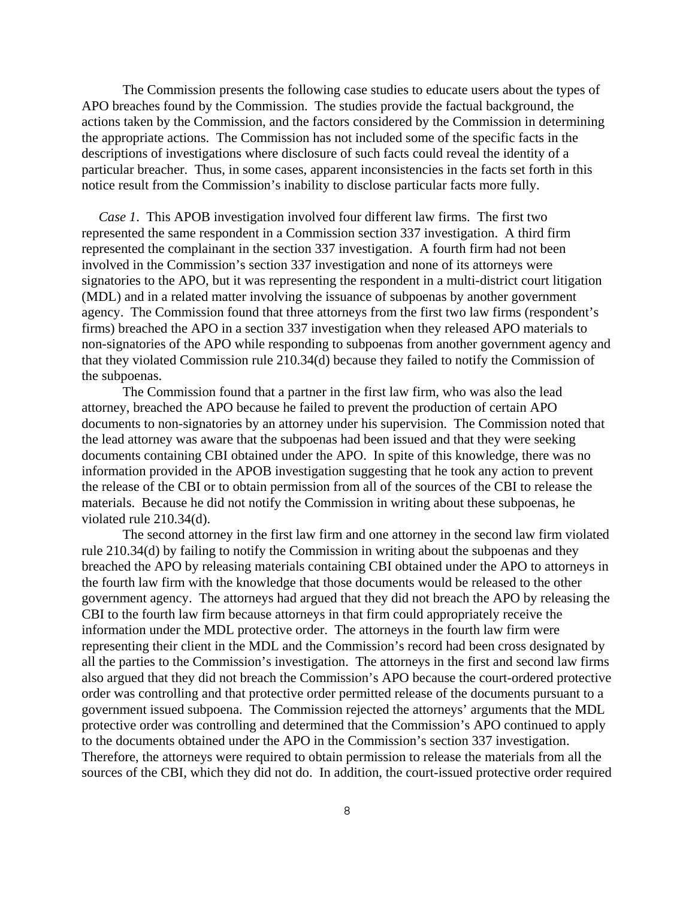The Commission presents the following case studies to educate users about the types of APO breaches found by the Commission. The studies provide the factual background, the actions taken by the Commission, and the factors considered by the Commission in determining the appropriate actions. The Commission has not included some of the specific facts in the descriptions of investigations where disclosure of such facts could reveal the identity of a particular breacher. Thus, in some cases, apparent inconsistencies in the facts set forth in this notice result from the Commission's inability to disclose particular facts more fully.

*Case 1*. This APOB investigation involved four different law firms. The first two represented the same respondent in a Commission section 337 investigation. A third firm represented the complainant in the section 337 investigation. A fourth firm had not been involved in the Commission's section 337 investigation and none of its attorneys were signatories to the APO, but it was representing the respondent in a multi-district court litigation (MDL) and in a related matter involving the issuance of subpoenas by another government agency. The Commission found that three attorneys from the first two law firms (respondent's firms) breached the APO in a section 337 investigation when they released APO materials to non-signatories of the APO while responding to subpoenas from another government agency and that they violated Commission rule 210.34(d) because they failed to notify the Commission of the subpoenas.

The Commission found that a partner in the first law firm, who was also the lead attorney, breached the APO because he failed to prevent the production of certain APO documents to non-signatories by an attorney under his supervision. The Commission noted that the lead attorney was aware that the subpoenas had been issued and that they were seeking documents containing CBI obtained under the APO. In spite of this knowledge, there was no information provided in the APOB investigation suggesting that he took any action to prevent the release of the CBI or to obtain permission from all of the sources of the CBI to release the materials. Because he did not notify the Commission in writing about these subpoenas, he violated rule 210.34(d).

The second attorney in the first law firm and one attorney in the second law firm violated rule 210.34(d) by failing to notify the Commission in writing about the subpoenas and they breached the APO by releasing materials containing CBI obtained under the APO to attorneys in the fourth law firm with the knowledge that those documents would be released to the other government agency. The attorneys had argued that they did not breach the APO by releasing the CBI to the fourth law firm because attorneys in that firm could appropriately receive the information under the MDL protective order. The attorneys in the fourth law firm were representing their client in the MDL and the Commission's record had been cross designated by all the parties to the Commission's investigation. The attorneys in the first and second law firms also argued that they did not breach the Commission's APO because the court-ordered protective order was controlling and that protective order permitted release of the documents pursuant to a government issued subpoena. The Commission rejected the attorneys' arguments that the MDL protective order was controlling and determined that the Commission's APO continued to apply to the documents obtained under the APO in the Commission's section 337 investigation. Therefore, the attorneys were required to obtain permission to release the materials from all the sources of the CBI, which they did not do. In addition, the court-issued protective order required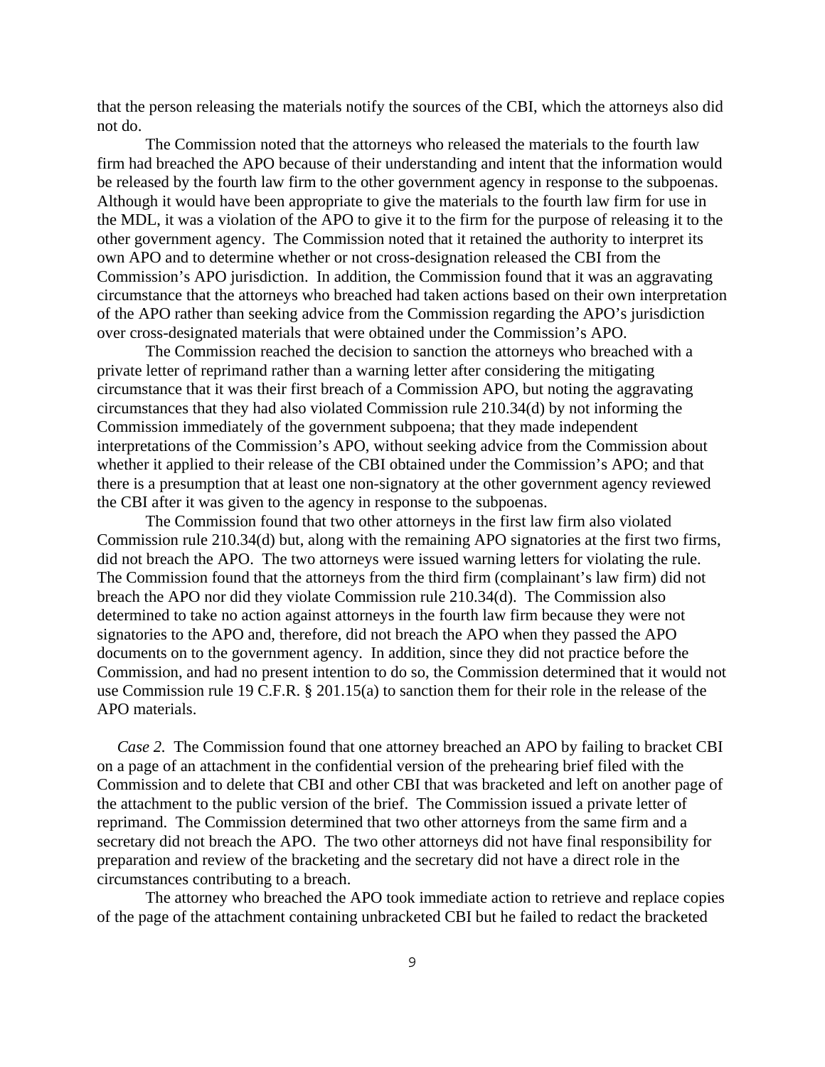that the person releasing the materials notify the sources of the CBI, which the attorneys also did not do.

The Commission noted that the attorneys who released the materials to the fourth law firm had breached the APO because of their understanding and intent that the information would be released by the fourth law firm to the other government agency in response to the subpoenas. Although it would have been appropriate to give the materials to the fourth law firm for use in the MDL, it was a violation of the APO to give it to the firm for the purpose of releasing it to the other government agency. The Commission noted that it retained the authority to interpret its own APO and to determine whether or not cross-designation released the CBI from the Commission's APO jurisdiction. In addition, the Commission found that it was an aggravating circumstance that the attorneys who breached had taken actions based on their own interpretation of the APO rather than seeking advice from the Commission regarding the APO's jurisdiction over cross-designated materials that were obtained under the Commission's APO.

The Commission reached the decision to sanction the attorneys who breached with a private letter of reprimand rather than a warning letter after considering the mitigating circumstance that it was their first breach of a Commission APO, but noting the aggravating circumstances that they had also violated Commission rule 210.34(d) by not informing the Commission immediately of the government subpoena; that they made independent interpretations of the Commission's APO, without seeking advice from the Commission about whether it applied to their release of the CBI obtained under the Commission's APO; and that there is a presumption that at least one non-signatory at the other government agency reviewed the CBI after it was given to the agency in response to the subpoenas.

The Commission found that two other attorneys in the first law firm also violated Commission rule 210.34(d) but, along with the remaining APO signatories at the first two firms, did not breach the APO. The two attorneys were issued warning letters for violating the rule. The Commission found that the attorneys from the third firm (complainant's law firm) did not breach the APO nor did they violate Commission rule 210.34(d). The Commission also determined to take no action against attorneys in the fourth law firm because they were not signatories to the APO and, therefore, did not breach the APO when they passed the APO documents on to the government agency. In addition, since they did not practice before the Commission, and had no present intention to do so, the Commission determined that it would not use Commission rule 19 C.F.R. § 201.15(a) to sanction them for their role in the release of the APO materials.

*Case 2.* The Commission found that one attorney breached an APO by failing to bracket CBI on a page of an attachment in the confidential version of the prehearing brief filed with the Commission and to delete that CBI and other CBI that was bracketed and left on another page of the attachment to the public version of the brief. The Commission issued a private letter of reprimand. The Commission determined that two other attorneys from the same firm and a secretary did not breach the APO. The two other attorneys did not have final responsibility for preparation and review of the bracketing and the secretary did not have a direct role in the circumstances contributing to a breach.

The attorney who breached the APO took immediate action to retrieve and replace copies of the page of the attachment containing unbracketed CBI but he failed to redact the bracketed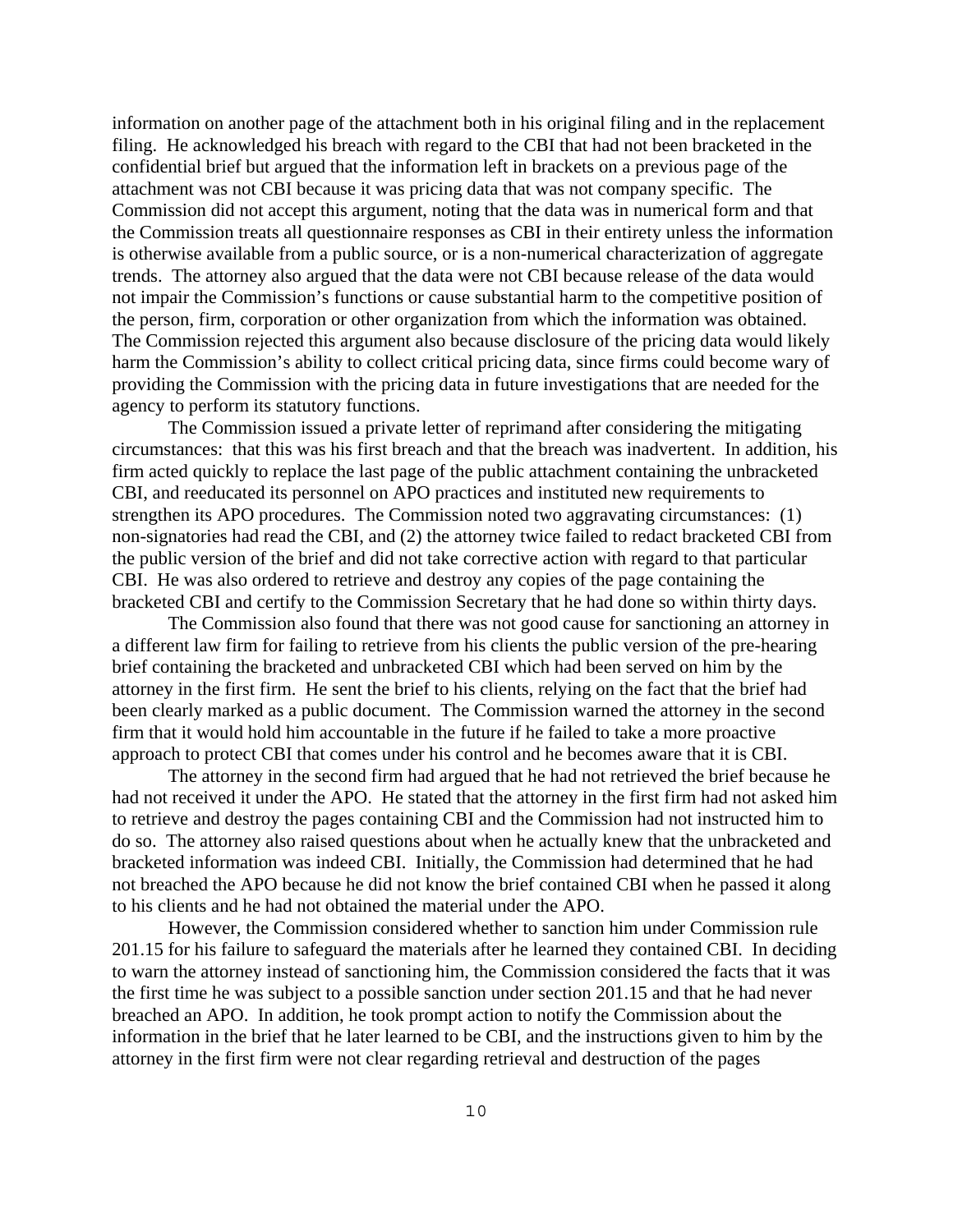information on another page of the attachment both in his original filing and in the replacement filing. He acknowledged his breach with regard to the CBI that had not been bracketed in the confidential brief but argued that the information left in brackets on a previous page of the attachment was not CBI because it was pricing data that was not company specific. The Commission did not accept this argument, noting that the data was in numerical form and that the Commission treats all questionnaire responses as CBI in their entirety unless the information is otherwise available from a public source, or is a non-numerical characterization of aggregate trends. The attorney also argued that the data were not CBI because release of the data would not impair the Commission's functions or cause substantial harm to the competitive position of the person, firm, corporation or other organization from which the information was obtained. The Commission rejected this argument also because disclosure of the pricing data would likely harm the Commission's ability to collect critical pricing data, since firms could become wary of providing the Commission with the pricing data in future investigations that are needed for the agency to perform its statutory functions.

The Commission issued a private letter of reprimand after considering the mitigating circumstances: that this was his first breach and that the breach was inadvertent. In addition, his firm acted quickly to replace the last page of the public attachment containing the unbracketed CBI, and reeducated its personnel on APO practices and instituted new requirements to strengthen its APO procedures. The Commission noted two aggravating circumstances: (1) non-signatories had read the CBI, and (2) the attorney twice failed to redact bracketed CBI from the public version of the brief and did not take corrective action with regard to that particular CBI. He was also ordered to retrieve and destroy any copies of the page containing the bracketed CBI and certify to the Commission Secretary that he had done so within thirty days.

The Commission also found that there was not good cause for sanctioning an attorney in a different law firm for failing to retrieve from his clients the public version of the pre-hearing brief containing the bracketed and unbracketed CBI which had been served on him by the attorney in the first firm. He sent the brief to his clients, relying on the fact that the brief had been clearly marked as a public document. The Commission warned the attorney in the second firm that it would hold him accountable in the future if he failed to take a more proactive approach to protect CBI that comes under his control and he becomes aware that it is CBI.

The attorney in the second firm had argued that he had not retrieved the brief because he had not received it under the APO. He stated that the attorney in the first firm had not asked him to retrieve and destroy the pages containing CBI and the Commission had not instructed him to do so. The attorney also raised questions about when he actually knew that the unbracketed and bracketed information was indeed CBI. Initially, the Commission had determined that he had not breached the APO because he did not know the brief contained CBI when he passed it along to his clients and he had not obtained the material under the APO.

However, the Commission considered whether to sanction him under Commission rule 201.15 for his failure to safeguard the materials after he learned they contained CBI. In deciding to warn the attorney instead of sanctioning him, the Commission considered the facts that it was the first time he was subject to a possible sanction under section 201.15 and that he had never breached an APO. In addition, he took prompt action to notify the Commission about the information in the brief that he later learned to be CBI, and the instructions given to him by the attorney in the first firm were not clear regarding retrieval and destruction of the pages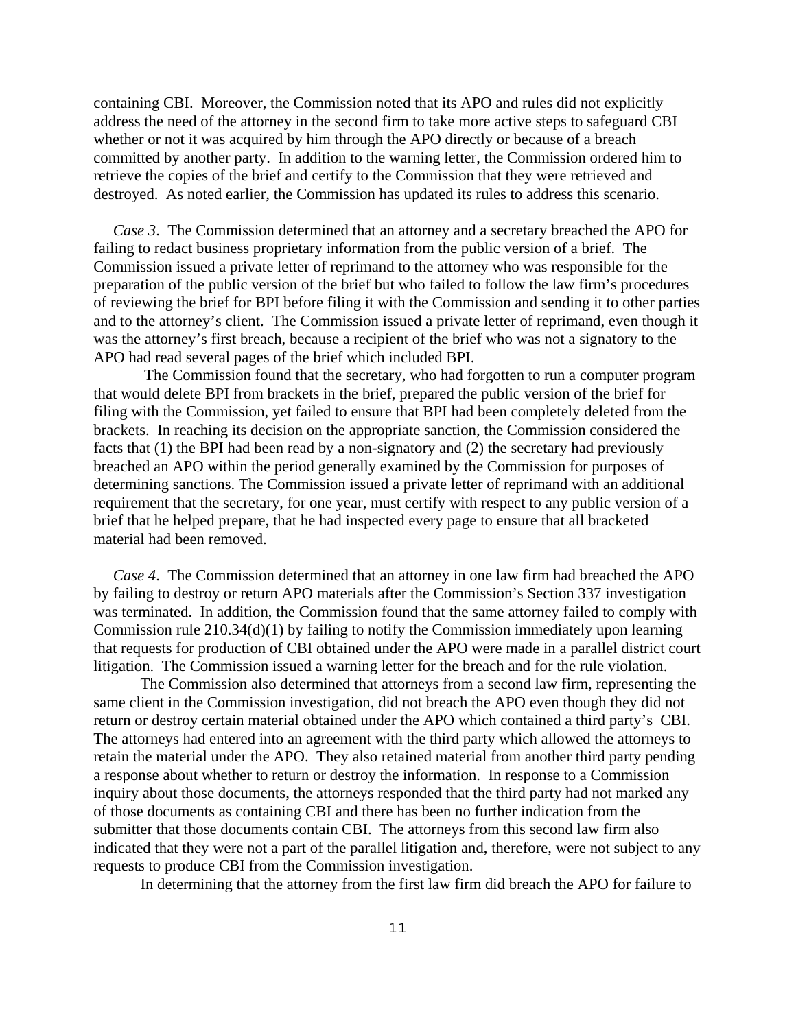containing CBI. Moreover, the Commission noted that its APO and rules did not explicitly address the need of the attorney in the second firm to take more active steps to safeguard CBI whether or not it was acquired by him through the APO directly or because of a breach committed by another party. In addition to the warning letter, the Commission ordered him to retrieve the copies of the brief and certify to the Commission that they were retrieved and destroyed. As noted earlier, the Commission has updated its rules to address this scenario.

*Case 3*. The Commission determined that an attorney and a secretary breached the APO for failing to redact business proprietary information from the public version of a brief. The Commission issued a private letter of reprimand to the attorney who was responsible for the preparation of the public version of the brief but who failed to follow the law firm's procedures of reviewing the brief for BPI before filing it with the Commission and sending it to other parties and to the attorney's client. The Commission issued a private letter of reprimand, even though it was the attorney's first breach, because a recipient of the brief who was not a signatory to the APO had read several pages of the brief which included BPI.

The Commission found that the secretary, who had forgotten to run a computer program that would delete BPI from brackets in the brief, prepared the public version of the brief for filing with the Commission, yet failed to ensure that BPI had been completely deleted from the brackets. In reaching its decision on the appropriate sanction, the Commission considered the facts that (1) the BPI had been read by a non-signatory and (2) the secretary had previously breached an APO within the period generally examined by the Commission for purposes of determining sanctions. The Commission issued a private letter of reprimand with an additional requirement that the secretary, for one year, must certify with respect to any public version of a brief that he helped prepare, that he had inspected every page to ensure that all bracketed material had been removed.

*Case 4*. The Commission determined that an attorney in one law firm had breached the APO by failing to destroy or return APO materials after the Commission's Section 337 investigation was terminated. In addition, the Commission found that the same attorney failed to comply with Commission rule 210.34(d)(1) by failing to notify the Commission immediately upon learning that requests for production of CBI obtained under the APO were made in a parallel district court litigation. The Commission issued a warning letter for the breach and for the rule violation.

The Commission also determined that attorneys from a second law firm, representing the same client in the Commission investigation, did not breach the APO even though they did not return or destroy certain material obtained under the APO which contained a third party's CBI. The attorneys had entered into an agreement with the third party which allowed the attorneys to retain the material under the APO. They also retained material from another third party pending a response about whether to return or destroy the information. In response to a Commission inquiry about those documents, the attorneys responded that the third party had not marked any of those documents as containing CBI and there has been no further indication from the submitter that those documents contain CBI. The attorneys from this second law firm also indicated that they were not a part of the parallel litigation and, therefore, were not subject to any requests to produce CBI from the Commission investigation.

In determining that the attorney from the first law firm did breach the APO for failure to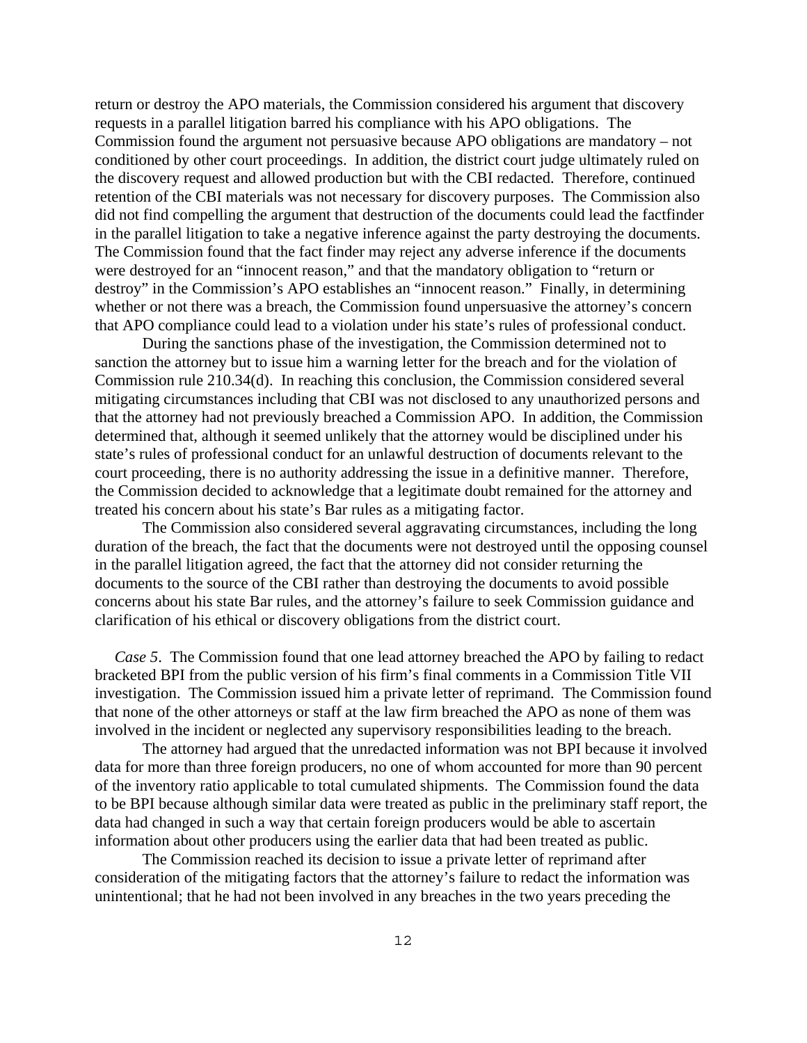return or destroy the APO materials, the Commission considered his argument that discovery requests in a parallel litigation barred his compliance with his APO obligations. The Commission found the argument not persuasive because APO obligations are mandatory – not conditioned by other court proceedings. In addition, the district court judge ultimately ruled on the discovery request and allowed production but with the CBI redacted. Therefore, continued retention of the CBI materials was not necessary for discovery purposes. The Commission also did not find compelling the argument that destruction of the documents could lead the factfinder in the parallel litigation to take a negative inference against the party destroying the documents. The Commission found that the fact finder may reject any adverse inference if the documents were destroyed for an "innocent reason," and that the mandatory obligation to "return or destroy" in the Commission's APO establishes an "innocent reason." Finally, in determining whether or not there was a breach, the Commission found unpersuasive the attorney's concern that APO compliance could lead to a violation under his state's rules of professional conduct.

During the sanctions phase of the investigation, the Commission determined not to sanction the attorney but to issue him a warning letter for the breach and for the violation of Commission rule 210.34(d). In reaching this conclusion, the Commission considered several mitigating circumstances including that CBI was not disclosed to any unauthorized persons and that the attorney had not previously breached a Commission APO. In addition, the Commission determined that, although it seemed unlikely that the attorney would be disciplined under his state's rules of professional conduct for an unlawful destruction of documents relevant to the court proceeding, there is no authority addressing the issue in a definitive manner. Therefore, the Commission decided to acknowledge that a legitimate doubt remained for the attorney and treated his concern about his state's Bar rules as a mitigating factor.

The Commission also considered several aggravating circumstances, including the long duration of the breach, the fact that the documents were not destroyed until the opposing counsel in the parallel litigation agreed, the fact that the attorney did not consider returning the documents to the source of the CBI rather than destroying the documents to avoid possible concerns about his state Bar rules, and the attorney's failure to seek Commission guidance and clarification of his ethical or discovery obligations from the district court.

*Case 5*. The Commission found that one lead attorney breached the APO by failing to redact bracketed BPI from the public version of his firm's final comments in a Commission Title VII investigation. The Commission issued him a private letter of reprimand. The Commission found that none of the other attorneys or staff at the law firm breached the APO as none of them was involved in the incident or neglected any supervisory responsibilities leading to the breach.

The attorney had argued that the unredacted information was not BPI because it involved data for more than three foreign producers, no one of whom accounted for more than 90 percent of the inventory ratio applicable to total cumulated shipments. The Commission found the data to be BPI because although similar data were treated as public in the preliminary staff report, the data had changed in such a way that certain foreign producers would be able to ascertain information about other producers using the earlier data that had been treated as public.

The Commission reached its decision to issue a private letter of reprimand after consideration of the mitigating factors that the attorney's failure to redact the information was unintentional; that he had not been involved in any breaches in the two years preceding the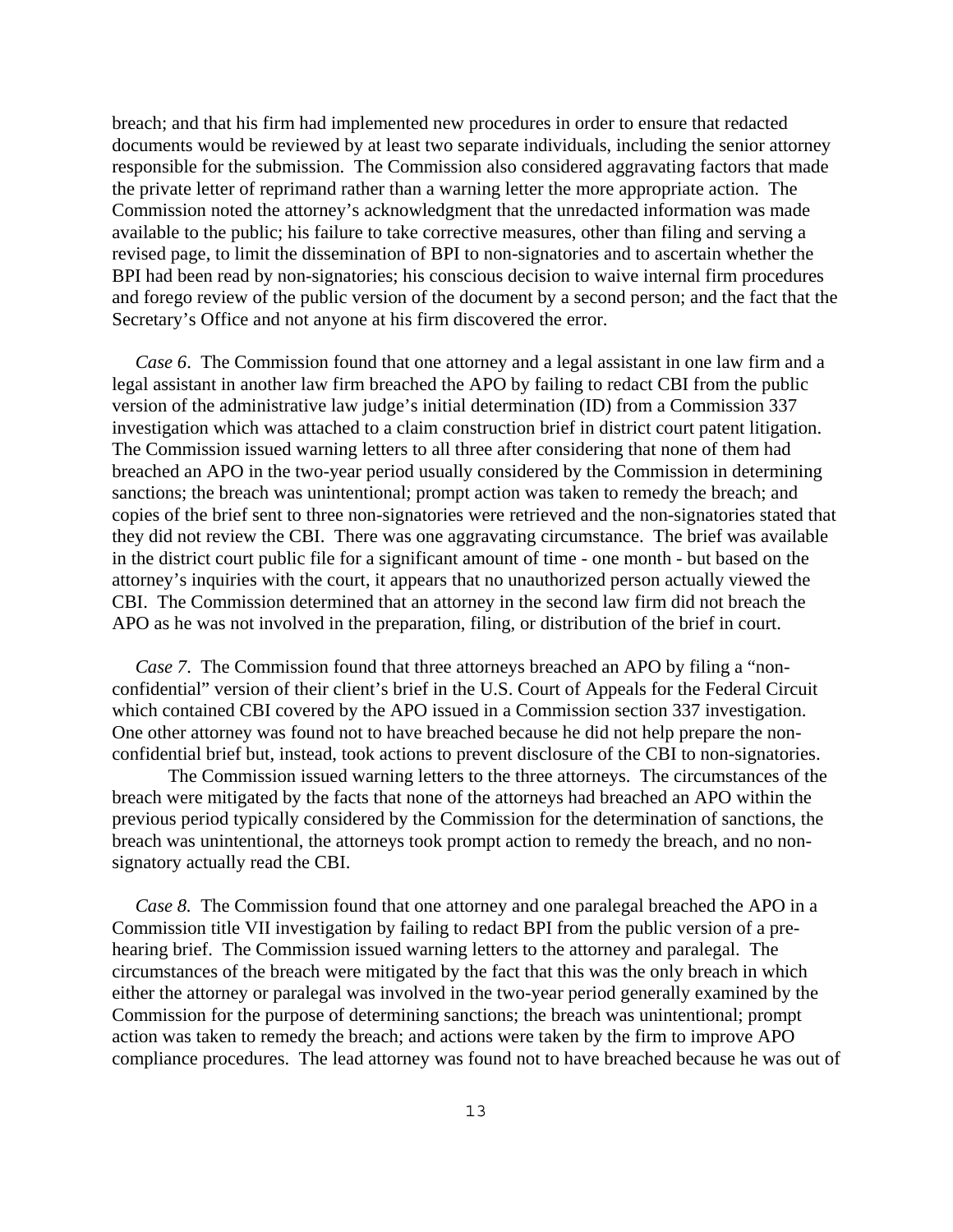breach; and that his firm had implemented new procedures in order to ensure that redacted documents would be reviewed by at least two separate individuals, including the senior attorney responsible for the submission. The Commission also considered aggravating factors that made the private letter of reprimand rather than a warning letter the more appropriate action. The Commission noted the attorney's acknowledgment that the unredacted information was made available to the public; his failure to take corrective measures, other than filing and serving a revised page, to limit the dissemination of BPI to non-signatories and to ascertain whether the BPI had been read by non-signatories; his conscious decision to waive internal firm procedures and forego review of the public version of the document by a second person; and the fact that the Secretary's Office and not anyone at his firm discovered the error.

*Case 6*. The Commission found that one attorney and a legal assistant in one law firm and a legal assistant in another law firm breached the APO by failing to redact CBI from the public version of the administrative law judge's initial determination (ID) from a Commission 337 investigation which was attached to a claim construction brief in district court patent litigation. The Commission issued warning letters to all three after considering that none of them had breached an APO in the two-year period usually considered by the Commission in determining sanctions; the breach was unintentional; prompt action was taken to remedy the breach; and copies of the brief sent to three non-signatories were retrieved and the non-signatories stated that they did not review the CBI. There was one aggravating circumstance. The brief was available in the district court public file for a significant amount of time - one month - but based on the attorney's inquiries with the court, it appears that no unauthorized person actually viewed the CBI. The Commission determined that an attorney in the second law firm did not breach the APO as he was not involved in the preparation, filing, or distribution of the brief in court.

*Case 7*. The Commission found that three attorneys breached an APO by filing a "non-confidential" version of their client's brief in the U.S. Court of Appeals for the Federal Circuit which contained CBI covered by the APO issued in a Commission section 337 investigation. One other attorney was found not to have breached because he did not help prepare the non-confidential brief but, instead, took actions to prevent disclosure of the CBI to non-signatories.

The Commission issued warning letters to the three attorneys. The circumstances of the breach were mitigated by the facts that none of the attorneys had breached an APO within the previous period typically considered by the Commission for the determination of sanctions, the breach was unintentional, the attorneys took prompt action to remedy the breach, and no non-signatory actually read the CBI.

*Case 8.* The Commission found that one attorney and one paralegal breached the APO in a Commission title VII investigation by failing to redact BPI from the public version of a pre-hearing brief. The Commission issued warning letters to the attorney and paralegal. The circumstances of the breach were mitigated by the fact that this was the only breach in which either the attorney or paralegal was involved in the two-year period generally examined by the Commission for the purpose of determining sanctions; the breach was unintentional; prompt action was taken to remedy the breach; and actions were taken by the firm to improve APO compliance procedures. The lead attorney was found not to have breached because he was out of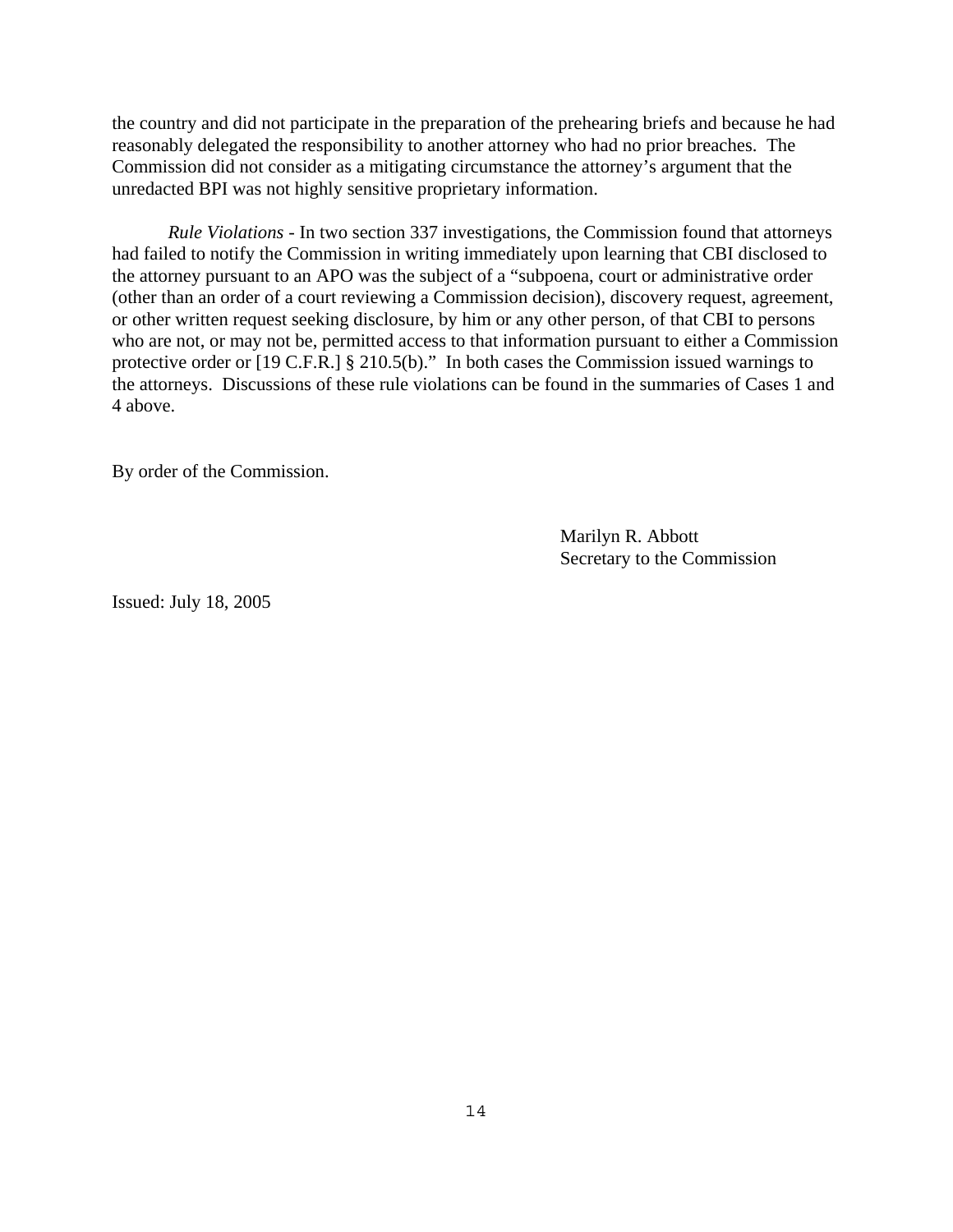the country and did not participate in the preparation of the prehearing briefs and because he had reasonably delegated the responsibility to another attorney who had no prior breaches. The Commission did not consider as a mitigating circumstance the attorney's argument that the unredacted BPI was not highly sensitive proprietary information.

*Rule Violations* - In two section 337 investigations, the Commission found that attorneys had failed to notify the Commission in writing immediately upon learning that CBI disclosed to the attorney pursuant to an APO was the subject of a "subpoena, court or administrative order (other than an order of a court reviewing a Commission decision), discovery request, agreement, or other written request seeking disclosure, by him or any other person, of that CBI to persons who are not, or may not be, permitted access to that information pursuant to either a Commission protective order or [19 C.F.R.] § 210.5(b)." In both cases the Commission issued warnings to the attorneys. Discussions of these rule violations can be found in the summaries of Cases 1 and 4 above.

By order of the Commission.

Marilyn R. Abbott
Secretary to the Commission

Issued: July 18, 2005